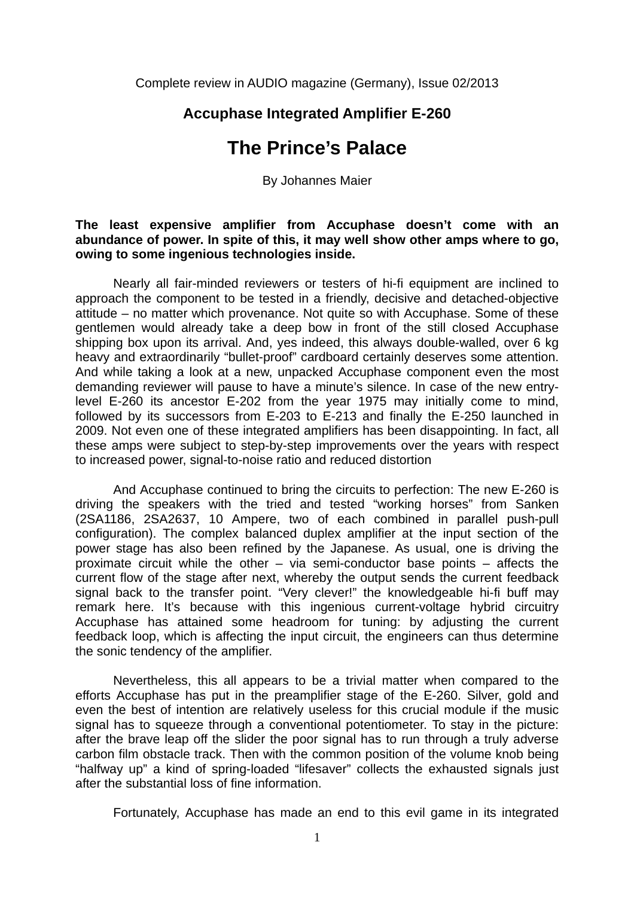Complete review in AUDIO magazine (Germany), Issue 02/2013

## Accuphase Integrated Amplifier E-260

# The Prince's Palace

By Johannes Maier

**The least expensive amplifier from Accuphase doesn't come with an abundance of power. In spite of this, it may well show other amps where to go, owing to some ingenious technologies inside.**

Nearly all fair-minded reviewers or testers of hi-fi equipment are inclined to approach the component to be tested in a friendly, decisive and detached-objective attitude – no matter which provenance. Not quite so with Accuphase. Some of these gentlemen would already take a deep bow in front of the still closed Accuphase shipping box upon its arrival. And, yes indeed, this always double-walled, over 6 kg heavy and extraordinarily "bullet-proof" cardboard certainly deserves some attention. And while taking a look at a new, unpacked Accuphase component even the most demanding reviewer will pause to have a minute's silence. In case of the new entry-level E-260 its ancestor E-202 from the year 1975 may initially come to mind, followed by its successors from E-203 to E-213 and finally the E-250 launched in 2009. Not even one of these integrated amplifiers has been disappointing. In fact, all these amps were subject to step-by-step improvements over the years with respect to increased power, signal-to-noise ratio and reduced distortion

And Accuphase continued to bring the circuits to perfection: The new E-260 is driving the speakers with the tried and tested "working horses" from Sanken (2SA1186, 2SA2637, 10 Ampere, two of each combined in parallel push-pull configuration). The complex balanced duplex amplifier at the input section of the power stage has also been refined by the Japanese. As usual, one is driving the proximate circuit while the other – via semi-conductor base points – affects the current flow of the stage after next, whereby the output sends the current feedback signal back to the transfer point. "Very clever!" the knowledgeable hi-fi buff may remark here. It's because with this ingenious current-voltage hybrid circuitry Accuphase has attained some headroom for tuning: by adjusting the current feedback loop, which is affecting the input circuit, the engineers can thus determine the sonic tendency of the amplifier.

Nevertheless, this all appears to be a trivial matter when compared to the efforts Accuphase has put in the preamplifier stage of the E-260. Silver, gold and even the best of intention are relatively useless for this crucial module if the music signal has to squeeze through a conventional potentiometer. To stay in the picture: after the brave leap off the slider the poor signal has to run through a truly adverse carbon film obstacle track. Then with the common position of the volume knob being "halfway up" a kind of spring-loaded "lifesaver" collects the exhausted signals just after the substantial loss of fine information.

Fortunately, Accuphase has made an end to this evil game in its integrated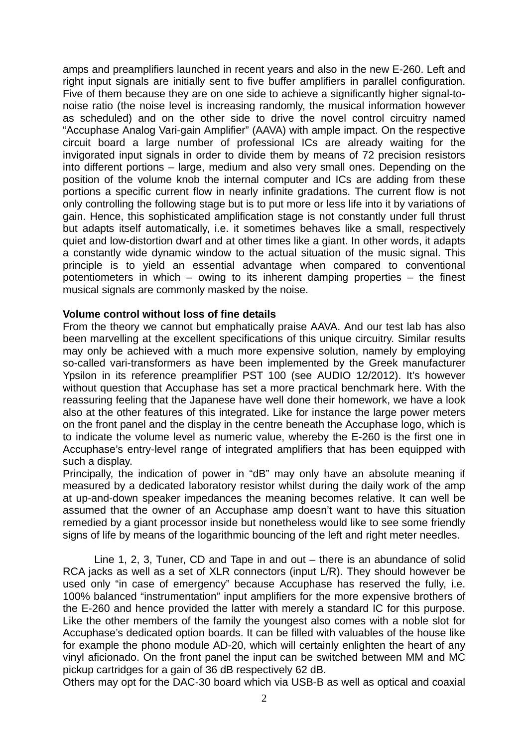amps and preamplifiers launched in recent years and also in the new E-260. Left and right input signals are initially sent to five buffer amplifiers in parallel configuration. Five of them because they are on one side to achieve a significantly higher signal-to-noise ratio (the noise level is increasing randomly, the musical information however as scheduled) and on the other side to drive the novel control circuitry named "Accuphase Analog Vari-gain Amplifier" (AAVA) with ample impact. On the respective circuit board a large number of professional ICs are already waiting for the invigorated input signals in order to divide them by means of 72 precision resistors into different portions – large, medium and also very small ones. Depending on the position of the volume knob the internal computer and ICs are adding from these portions a specific current flow in nearly infinite gradations. The current flow is not only controlling the following stage but is to put more or less life into it by variations of gain. Hence, this sophisticated amplification stage is not constantly under full thrust but adapts itself automatically, i.e. it sometimes behaves like a small, respectively quiet and low-distortion dwarf and at other times like a giant. In other words, it adapts a constantly wide dynamic window to the actual situation of the music signal. This principle is to yield an essential advantage when compared to conventional potentiometers in which – owing to its inherent damping properties – the finest musical signals are commonly masked by the noise.

**Volume control without loss of fine details**

From the theory we cannot but emphatically praise AAVA. And our test lab has also been marvelling at the excellent specifications of this unique circuitry. Similar results may only be achieved with a much more expensive solution, namely by employing so-called vari-transformers as have been implemented by the Greek manufacturer Ypsilon in its reference preamplifier PST 100 (see AUDIO 12/2012). It's however without question that Accuphase has set a more practical benchmark here. With the reassuring feeling that the Japanese have well done their homework, we have a look also at the other features of this integrated. Like for instance the large power meters on the front panel and the display in the centre beneath the Accuphase logo, which is to indicate the volume level as numeric value, whereby the E-260 is the first one in Accuphase's entry-level range of integrated amplifiers that has been equipped with such a display.

Principally, the indication of power in "dB" may only have an absolute meaning if measured by a dedicated laboratory resistor whilst during the daily work of the amp at up-and-down speaker impedances the meaning becomes relative. It can well be assumed that the owner of an Accuphase amp doesn't want to have this situation remedied by a giant processor inside but nonetheless would like to see some friendly signs of life by means of the logarithmic bouncing of the left and right meter needles.

Line 1, 2, 3, Tuner, CD and Tape in and out – there is an abundance of solid RCA jacks as well as a set of XLR connectors (input L/R). They should however be used only "in case of emergency" because Accuphase has reserved the fully, i.e. 100% balanced "instrumentation" input amplifiers for the more expensive brothers of the E-260 and hence provided the latter with merely a standard IC for this purpose. Like the other members of the family the youngest also comes with a noble slot for Accuphase's dedicated option boards. It can be filled with valuables of the house like for example the phono module AD-20, which will certainly enlighten the heart of any vinyl aficionado. On the front panel the input can be switched between MM and MC pickup cartridges for a gain of 36 dB respectively 62 dB.

Others may opt for the DAC-30 board which via USB-B as well as optical and coaxial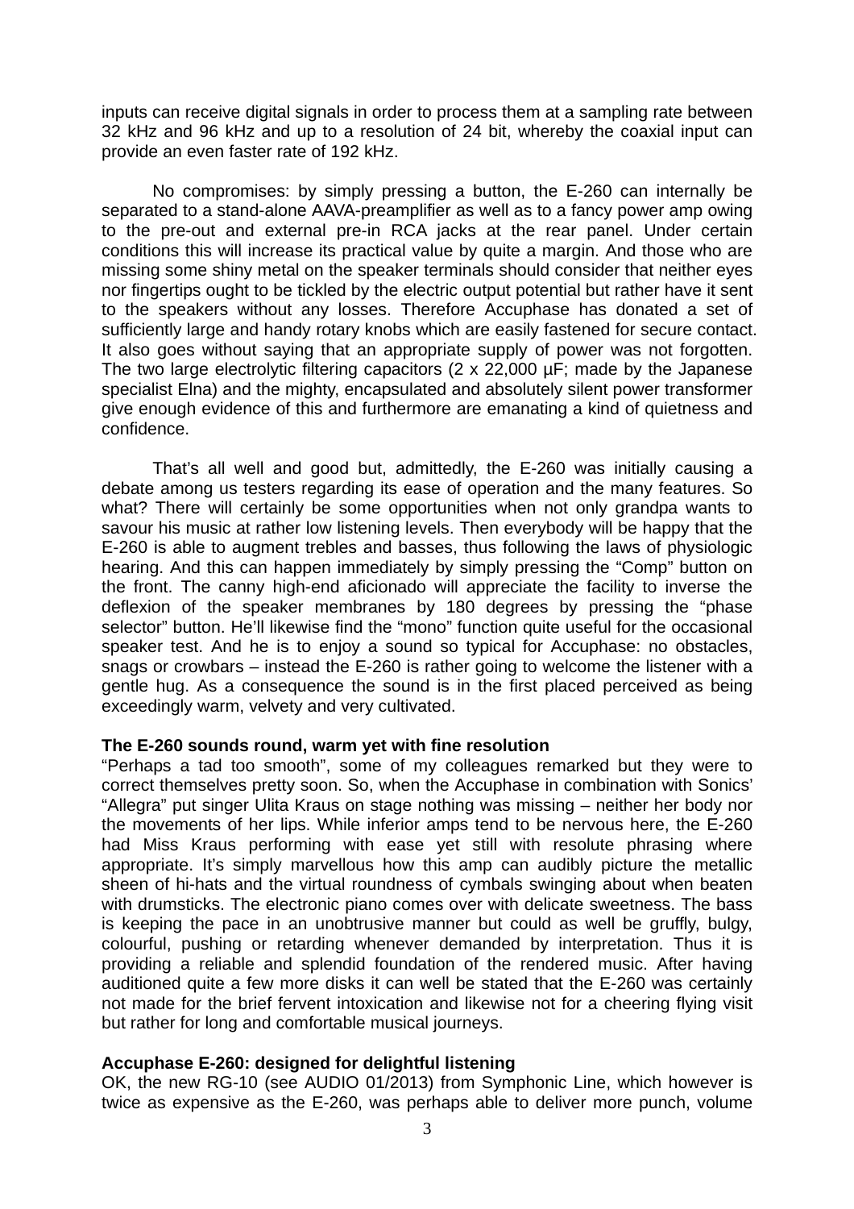inputs can receive digital signals in order to process them at a sampling rate between 32 kHz and 96 kHz and up to a resolution of 24 bit, whereby the coaxial input can provide an even faster rate of 192 kHz.

No compromises: by simply pressing a button, the E-260 can internally be separated to a stand-alone AAVA-preamplifier as well as to a fancy power amp owing to the pre-out and external pre-in RCA jacks at the rear panel. Under certain conditions this will increase its practical value by quite a margin. And those who are missing some shiny metal on the speaker terminals should consider that neither eyes nor fingertips ought to be tickled by the electric output potential but rather have it sent to the speakers without any losses. Therefore Accuphase has donated a set of sufficiently large and handy rotary knobs which are easily fastened for secure contact. It also goes without saying that an appropriate supply of power was not forgotten. The two large electrolytic filtering capacitors (2 x 22,000 µF; made by the Japanese specialist Elna) and the mighty, encapsulated and absolutely silent power transformer give enough evidence of this and furthermore are emanating a kind of quietness and confidence.

That's all well and good but, admittedly, the E-260 was initially causing a debate among us testers regarding its ease of operation and the many features. So what? There will certainly be some opportunities when not only grandpa wants to savour his music at rather low listening levels. Then everybody will be happy that the E-260 is able to augment trebles and basses, thus following the laws of physiologic hearing. And this can happen immediately by simply pressing the "Comp" button on the front. The canny high-end aficionado will appreciate the facility to inverse the deflexion of the speaker membranes by 180 degrees by pressing the "phase selector" button. He'll likewise find the "mono" function quite useful for the occasional speaker test. And he is to enjoy a sound so typical for Accuphase: no obstacles, snags or crowbars – instead the E-260 is rather going to welcome the listener with a gentle hug. As a consequence the sound is in the first placed perceived as being exceedingly warm, velvety and very cultivated.

**The E-260 sounds round, warm yet with fine resolution**

"Perhaps a tad too smooth", some of my colleagues remarked but they were to correct themselves pretty soon. So, when the Accuphase in combination with Sonics' "Allegra" put singer Ulita Kraus on stage nothing was missing – neither her body nor the movements of her lips. While inferior amps tend to be nervous here, the E-260 had Miss Kraus performing with ease yet still with resolute phrasing where appropriate. It's simply marvellous how this amp can audibly picture the metallic sheen of hi-hats and the virtual roundness of cymbals swinging about when beaten with drumsticks. The electronic piano comes over with delicate sweetness. The bass is keeping the pace in an unobtrusive manner but could as well be gruffly, bulgy, colourful, pushing or retarding whenever demanded by interpretation. Thus it is providing a reliable and splendid foundation of the rendered music. After having auditioned quite a few more disks it can well be stated that the E-260 was certainly not made for the brief fervent intoxication and likewise not for a cheering flying visit but rather for long and comfortable musical journeys.

**Accuphase E-260: designed for delightful listening**

OK, the new RG-10 (see AUDIO 01/2013) from Symphonic Line, which however is twice as expensive as the E-260, was perhaps able to deliver more punch, volume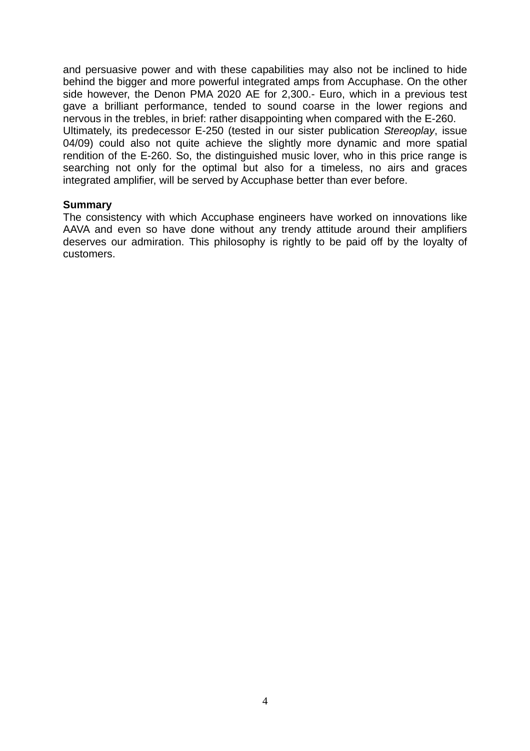and persuasive power and with these capabilities may also not be inclined to hide behind the bigger and more powerful integrated amps from Accuphase. On the other side however, the Denon PMA 2020 AE for 2,300.- Euro, which in a previous test gave a brilliant performance, tended to sound coarse in the lower regions and nervous in the trebles, in brief: rather disappointing when compared with the E-260.
Ultimately, its predecessor E-250 (tested in our sister publication *Stereoplay*, issue 04/09) could also not quite achieve the slightly more dynamic and more spatial rendition of the E-260. So, the distinguished music lover, who in this price range is searching not only for the optimal but also for a timeless, no airs and graces integrated amplifier, will be served by Accuphase better than ever before.

**Summary**

The consistency with which Accuphase engineers have worked on innovations like AAVA and even so have done without any trendy attitude around their amplifiers deserves our admiration. This philosophy is rightly to be paid off by the loyalty of customers.